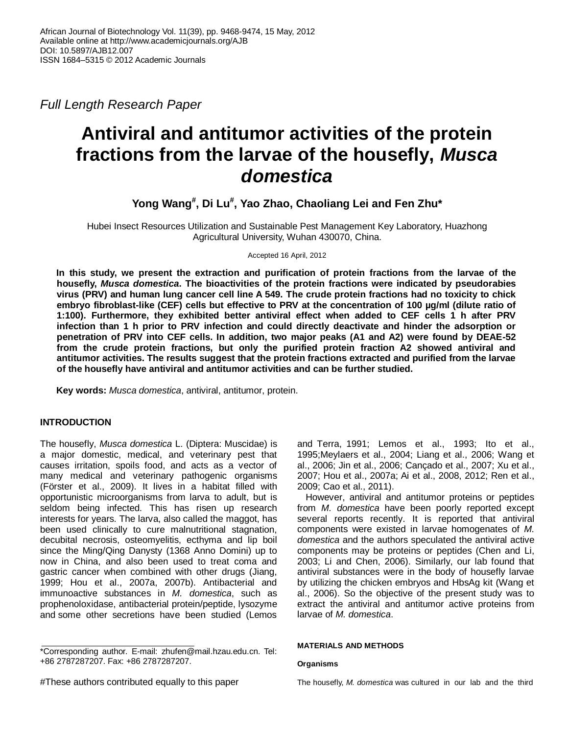African Journal of Biotechnology Vol. 11(39), pp. 9468-9474, 15 May, 2012
Available online at http://www.academicjournals.org/AJB
DOI: 10.5897/AJB12.007
ISSN 1684–5315 © 2012 Academic Journals

*Full Length Research Paper*

# Antiviral and antitumor activities of the protein fractions from the larvae of the housefly, *Musca domestica*

**Yong Wang#, Di Lu#, Yao Zhao, Chaoliang Lei and Fen Zhu***

Hubei Insect Resources Utilization and Sustainable Pest Management Key Laboratory, Huazhong Agricultural University, Wuhan 430070, China.

Accepted 16 April, 2012

**In this study, we present the extraction and purification of protein fractions from the larvae of the housefly, *Musca domestica*. The bioactivities of the protein fractions were indicated by pseudorabies virus (PRV) and human lung cancer cell line A 549. The crude protein fractions had no toxicity to chick embryo fibroblast-like (CEF) cells but effective to PRV at the concentration of 100 µg/ml (dilute ratio of 1:100). Furthermore, they exhibited better antiviral effect when added to CEF cells 1 h after PRV infection than 1 h prior to PRV infection and could directly deactivate and hinder the adsorption or penetration of PRV into CEF cells. In addition, two major peaks (A1 and A2) were found by DEAE-52 from the crude protein fractions, but only the purified protein fraction A2 showed antiviral and antitumor activities. The results suggest that the protein fractions extracted and purified from the larvae of the housefly have antiviral and antitumor activities and can be further studied.**

**Key words:** *Musca domestica*, antiviral, antitumor, protein.

## INTRODUCTION

The housefly, *Musca domestica* L. (Diptera: Muscidae) is a major domestic, medical, and veterinary pest that causes irritation, spoils food, and acts as a vector of many medical and veterinary pathogenic organisms (Förster et al., 2009). It lives in a habitat filled with opportunistic microorganisms from larva to adult, but is seldom being infected. This has risen up research interests for years. The larva, also called the maggot, has been used clinically to cure malnutritional stagnation, decubital necrosis, osteomyelitis, ecthyma and lip boil since the Ming/Qing Danysty (1368 Anno Domini) up to now in China, and also been used to treat coma and gastric cancer when combined with other drugs (Jiang, 1999; Hou et al., 2007a, 2007b). Antibacterial and immunoactive substances in *M. domestica*, such as prophenoloxidase, antibacterial protein/peptide, lysozyme and some other secretions have been studied (Lemos and Terra, 1991; Lemos et al., 1993; Ito et al., 1995;Meylaers et al., 2004; Liang et al., 2006; Wang et al., 2006; Jin et al., 2006; Cançado et al., 2007; Xu et al., 2007; Hou et al., 2007a; Ai et al., 2008, 2012; Ren et al., 2009; Cao et al., 2011).

However, antiviral and antitumor proteins or peptides from *M. domestica* have been poorly reported except several reports recently. It is reported that antiviral components were existed in larvae homogenates of *M. domestica* and the authors speculated the antiviral active components may be proteins or peptides (Chen and Li, 2003; Li and Chen, 2006). Similarly, our lab found that antiviral substances were in the body of housefly larvae by utilizing the chicken embryos and HbsAg kit (Wang et al., 2006). So the objective of the present study was to extract the antiviral and antitumor active proteins from larvae of *M. domestica*.

## MATERIALS AND METHODS

### Organisms

The housefly, *M. domestica* was cultured in our lab and the third

*Corresponding author. E-mail: zhufen@mail.hzau.edu.cn. Tel: +86 2787287207. Fax: +86 2787287207.

#These authors contributed equally to this paper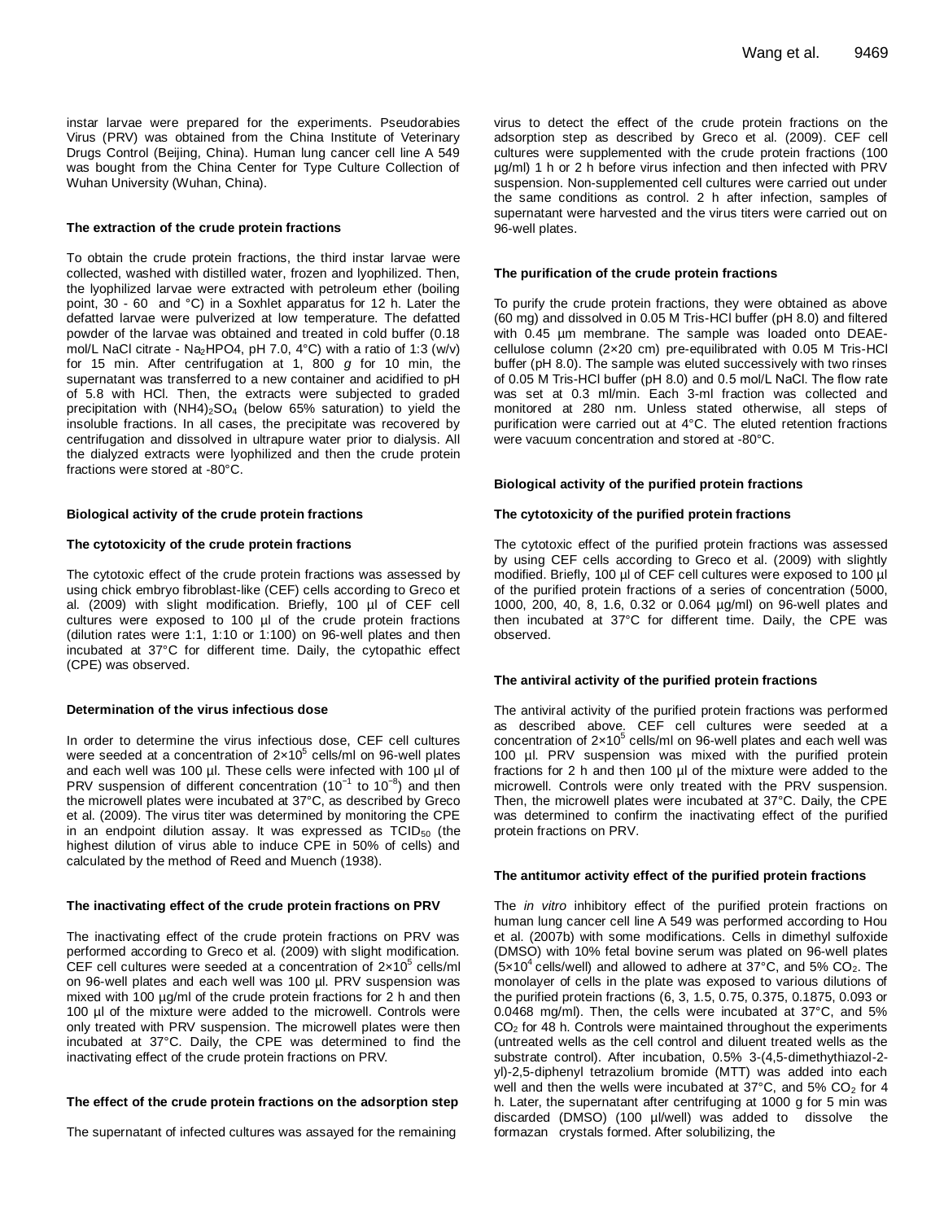instar larvae were prepared for the experiments. Pseudorabies Virus (PRV) was obtained from the China Institute of Veterinary Drugs Control (Beijing, China). Human lung cancer cell line A 549 was bought from the China Center for Type Culture Collection of Wuhan University (Wuhan, China).

#### The extraction of the crude protein fractions

To obtain the crude protein fractions, the third instar larvae were collected, washed with distilled water, frozen and lyophilized. Then, the lyophilized larvae were extracted with petroleum ether (boiling point, 30 - 60 and °C) in a Soxhlet apparatus for 12 h. Later the defatted larvae were pulverized at low temperature. The defatted powder of the larvae was obtained and treated in cold buffer (0.18 mol/L NaCl citrate - $Na_2HPO4$, pH 7.0, 4°C) with a ratio of 1:3 (w/v) for 15 min. After centrifugation at 1, 800 *g* for 10 min, the supernatant was transferred to a new container and acidified to pH of 5.8 with HCl. Then, the extracts were subjected to graded precipitation with $(NH4)_2SO_4$ (below 65% saturation) to yield the insoluble fractions. In all cases, the precipitate was recovered by centrifugation and dissolved in ultrapure water prior to dialysis. All the dialyzed extracts were lyophilized and then the crude protein fractions were stored at -80°C.

#### Biological activity of the crude protein fractions

#### The cytotoxicity of the crude protein fractions

The cytotoxic effect of the crude protein fractions was assessed by using chick embryo fibroblast-like (CEF) cells according to Greco et al. (2009) with slight modification. Briefly, 100 µl of CEF cell cultures were exposed to 100 µl of the crude protein fractions (dilution rates were 1:1, 1:10 or 1:100) on 96-well plates and then incubated at 37°C for different time. Daily, the cytopathic effect (CPE) was observed.

#### Determination of the virus infectious dose

In order to determine the virus infectious dose, CEF cell cultures were seeded at a concentration of $2×10^5$ cells/ml on 96-well plates and each well was 100 µl. These cells were infected with 100 µl of PRV suspension of different concentration ($10^{-1}$ to $10^{-8}$) and then the microwell plates were incubated at 37°C, as described by Greco et al. (2009). The virus titer was determined by monitoring the CPE in an endpoint dilution assay. It was expressed as $TCID_{50}$ (the highest dilution of virus able to induce CPE in 50% of cells) and calculated by the method of Reed and Muench (1938).

#### The inactivating effect of the crude protein fractions on PRV

The inactivating effect of the crude protein fractions on PRV was performed according to Greco et al. (2009) with slight modification. CEF cell cultures were seeded at a concentration of $2×10^5$ cells/ml on 96-well plates and each well was 100 µl. PRV suspension was mixed with 100 µg/ml of the crude protein fractions for 2 h and then 100 µl of the mixture were added to the microwell. Controls were only treated with PRV suspension. The microwell plates were then incubated at 37°C. Daily, the CPE was determined to find the inactivating effect of the crude protein fractions on PRV.

#### The effect of the crude protein fractions on the adsorption step

The supernatant of infected cultures was assayed for the remaining virus to detect the effect of the crude protein fractions on the adsorption step as described by Greco et al. (2009). CEF cell cultures were supplemented with the crude protein fractions (100 µg/ml) 1 h or 2 h before virus infection and then infected with PRV suspension. Non-supplemented cell cultures were carried out under the same conditions as control. 2 h after infection, samples of supernatant were harvested and the virus titers were carried out on 96-well plates.

#### The purification of the crude protein fractions

To purify the crude protein fractions, they were obtained as above (60 mg) and dissolved in 0.05 M Tris-HCl buffer (pH 8.0) and filtered with 0.45 µm membrane. The sample was loaded onto DEAE-cellulose column (2×20 cm) pre-equilibrated with 0.05 M Tris-HCl buffer (pH 8.0). The sample was eluted successively with two rinses of 0.05 M Tris-HCl buffer (pH 8.0) and 0.5 mol/L NaCl. The flow rate was set at 0.3 ml/min. Each 3-ml fraction was collected and monitored at 280 nm. Unless stated otherwise, all steps of purification were carried out at 4°C. The eluted retention fractions were vacuum concentration and stored at -80°C.

#### Biological activity of the purified protein fractions

#### The cytotoxicity of the purified protein fractions

The cytotoxic effect of the purified protein fractions was assessed by using CEF cells according to Greco et al. (2009) with slightly modified. Briefly, 100 µl of CEF cell cultures were exposed to 100 µl of the purified protein fractions of a series of concentration (5000, 1000, 200, 40, 8, 1.6, 0.32 or 0.064 µg/ml) on 96-well plates and then incubated at 37°C for different time. Daily, the CPE was observed.

#### The antiviral activity of the purified protein fractions

The antiviral activity of the purified protein fractions was performed as described above. CEF cell cultures were seeded at a concentration of $2×10^5$ cells/ml on 96-well plates and each well was 100 µl. PRV suspension was mixed with the purified protein fractions for 2 h and then 100 µl of the mixture were added to the microwell. Controls were only treated with the PRV suspension. Then, the microwell plates were incubated at 37°C. Daily, the CPE was determined to confirm the inactivating effect of the purified protein fractions on PRV.

#### The antitumor activity effect of the purified protein fractions

The *in vitro* inhibitory effect of the purified protein fractions on human lung cancer cell line A 549 was performed according to Hou et al. (2007b) with some modifications. Cells in dimethyl sulfoxide (DMSO) with 10% fetal bovine serum was plated on 96-well plates ($5×10^4$ cells/well) and allowed to adhere at 37°C, and 5% $CO_2$. The monolayer of cells in the plate was exposed to various dilutions of the purified protein fractions (6, 3, 1.5, 0.75, 0.375, 0.1875, 0.093 or 0.0468 mg/ml). Then, the cells were incubated at 37°C, and 5% $CO_2$ for 48 h. Controls were maintained throughout the experiments (untreated wells as the cell control and diluent treated wells as the substrate control). After incubation, 0.5% 3-(4,5-dimethythiazol-2-yl)-2,5-diphenyl tetrazolium bromide (MTT) was added into each well and then the wells were incubated at 37°C, and 5% $CO_2$ for 4 h. Later, the supernatant after centrifuging at 1000 g for 5 min was discarded (DMSO) (100 µl/well) was added to dissolve the formazan crystals formed. After solubilizing, the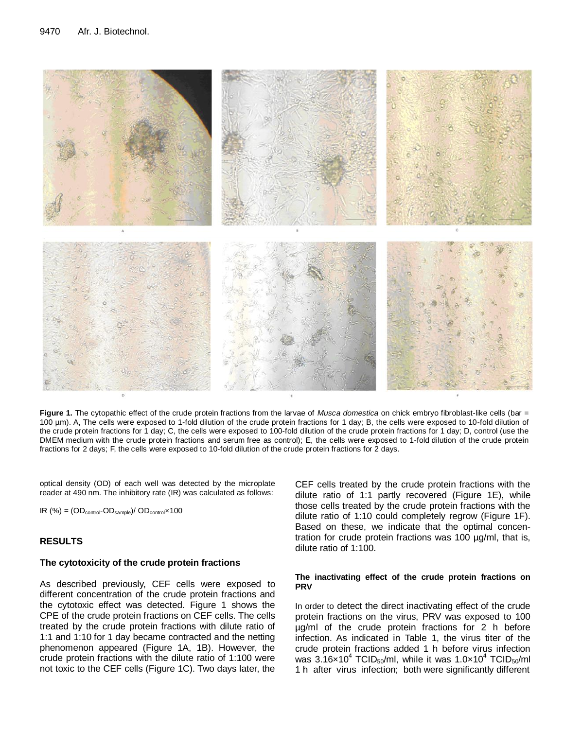**Figure 1.** The cytopathic effect of the crude protein fractions from the larvae of *Musca domestica* on chick embryo fibroblast-like cells (bar = 100 µm). A, The cells were exposed to 1-fold dilution of the crude protein fractions for 1 day; B, the cells were exposed to 10-fold dilution of the crude protein fractions for 1 day; C, the cells were exposed to 100-fold dilution of the crude protein fractions for 1 day; D, control (use the DMEM medium with the crude protein fractions and serum free as control); E, the cells were exposed to 1-fold dilution of the crude protein fractions for 2 days; F, the cells were exposed to 10-fold dilution of the crude protein fractions for 2 days.

optical density (OD) of each well was detected by the microplate reader at 490 nm. The inhibitory rate (IR) was calculated as follows:

$$IR\ (\%) = (OD_{control} - OD_{sample}) / OD_{control} \times 100$$

## RESULTS

### The cytotoxicity of the crude protein fractions

As described previously, CEF cells were exposed to different concentration of the crude protein fractions and the cytotoxic effect was detected. Figure 1 shows the CPE of the crude protein fractions on CEF cells. The cells treated by the crude protein fractions with dilute ratio of 1:1 and 1:10 for 1 day became contracted and the netting phenomenon appeared (Figure 1A, 1B). However, the crude protein fractions with the dilute ratio of 1:100 were not toxic to the CEF cells (Figure 1C). Two days later, the CEF cells treated by the crude protein fractions with the dilute ratio of 1:1 partly recovered (Figure 1E), while those cells treated by the crude protein fractions with the dilute ratio of 1:10 could completely regrow (Figure 1F). Based on these, we indicate that the optimal concentration for crude protein fractions was 100 µg/ml, that is, dilute ratio of 1:100.

#### The inactivating effect of the crude protein fractions on PRV

In order to detect the direct inactivating effect of the crude protein fractions on the virus, PRV was exposed to 100 µg/ml of the crude protein fractions for 2 h before infection. As indicated in Table 1, the virus titer of the crude protein fractions added 1 h before virus infection was $3.16\times10^4$ $TCID_{50}$/ml, while it was $1.0\times10^4$ $TCID_{50}$/ml 1 h after virus infection; both were significantly different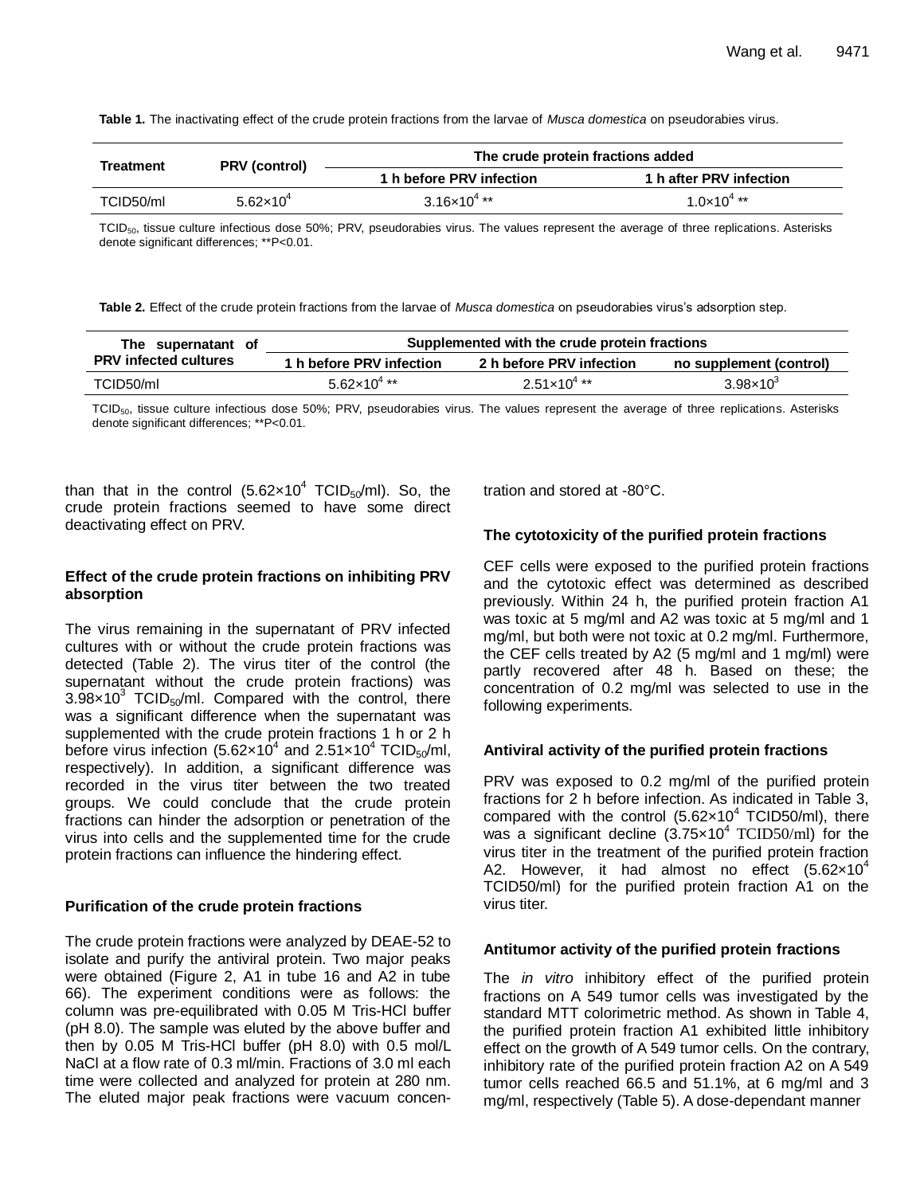**Table 1.** The inactivating effect of the crude protein fractions from the larvae of *Musca domestica* on pseudorabies virus.

| Treatment | PRV (control) | The crude protein fractions added | |
|---|---|---|---|
| | | 1 h before PRV infection | 1 h after PRV infection |
| TCID50/ml | $5.62\times10^4$ | $3.16\times10^4$ ** | $1.0\times10^4$ ** |

$TCID_{50}$, tissue culture infectious dose 50%; PRV, pseudorabies virus. The values represent the average of three replications. Asterisks denote significant differences; **P<0.01.

**Table 2.** Effect of the crude protein fractions from the larvae of *Musca domestica* on pseudorabies virus's adsorption step.

| The supernatant of PRV infected cultures | Supplemented with the crude protein fractions | | |
|---|---|---|---|
| | 1 h before PRV infection | 2 h before PRV infection | no supplement (control) |
| TCID50/ml | $5.62\times10^4$ ** | $2.51\times10^4$ ** | $3.98\times10^3$ |

$TCID_{50}$, tissue culture infectious dose 50%; PRV, pseudorabies virus. The values represent the average of three replications. Asterisks denote significant differences; **P<0.01.

than that in the control ($5.62\times10^4$ $TCID_{50}$/ml). So, the crude protein fractions seemed to have some direct deactivating effect on PRV.

### Effect of the crude protein fractions on inhibiting PRV absorption

The virus remaining in the supernatant of PRV infected cultures with or without the crude protein fractions was detected (Table 2). The virus titer of the control (the supernatant without the crude protein fractions) was $3.98\times10^3$ $TCID_{50}$/ml. Compared with the control, there was a significant difference when the supernatant was supplemented with the crude protein fractions 1 h or 2 h before virus infection ($5.62\times10^4$ and $2.51\times10^4$ $TCID_{50}$/ml, respectively). In addition, a significant difference was recorded in the virus titer between the two treated groups. We could conclude that the crude protein fractions can hinder the adsorption or penetration of the virus into cells and the supplemented time for the crude protein fractions can influence the hindering effect.

### Purification of the crude protein fractions

The crude protein fractions were analyzed by DEAE-52 to isolate and purify the antiviral protein. Two major peaks were obtained (Figure 2, A1 in tube 16 and A2 in tube 66). The experiment conditions were as follows: the column was pre-equilibrated with 0.05 M Tris-HCl buffer (pH 8.0). The sample was eluted by the above buffer and then by 0.05 M Tris-HCl buffer (pH 8.0) with 0.5 mol/L NaCl at a flow rate of 0.3 ml/min. Fractions of 3.0 ml each time were collected and analyzed for protein at 280 nm. The eluted major peak fractions were vacuum concentration and stored at -80°C.

### The cytotoxicity of the purified protein fractions

CEF cells were exposed to the purified protein fractions and the cytotoxic effect was determined as described previously. Within 24 h, the purified protein fraction A1 was toxic at 5 mg/ml and A2 was toxic at 5 mg/ml and 1 mg/ml, but both were not toxic at 0.2 mg/ml. Furthermore, the CEF cells treated by A2 (5 mg/ml and 1 mg/ml) were partly recovered after 48 h. Based on these; the concentration of 0.2 mg/ml was selected to use in the following experiments.

### Antiviral activity of the purified protein fractions

PRV was exposed to 0.2 mg/ml of the purified protein fractions for 2 h before infection. As indicated in Table 3, compared with the control ($5.62\times10^4$ TCID50/ml), there was a significant decline ($3.75\times10^4$ TCID50/ml) for the virus titer in the treatment of the purified protein fraction A2. However, it had almost no effect ($5.62\times10^4$ TCID50/ml) for the purified protein fraction A1 on the virus titer.

### Antitumor activity of the purified protein fractions

The *in vitro* inhibitory effect of the purified protein fractions on A 549 tumor cells was investigated by the standard MTT colorimetric method. As shown in Table 4, the purified protein fraction A1 exhibited little inhibitory effect on the growth of A 549 tumor cells. On the contrary, inhibitory rate of the purified protein fraction A2 on A 549 tumor cells reached 66.5 and 51.1%, at 6 mg/ml and 3 mg/ml, respectively (Table 5). A dose-dependant manner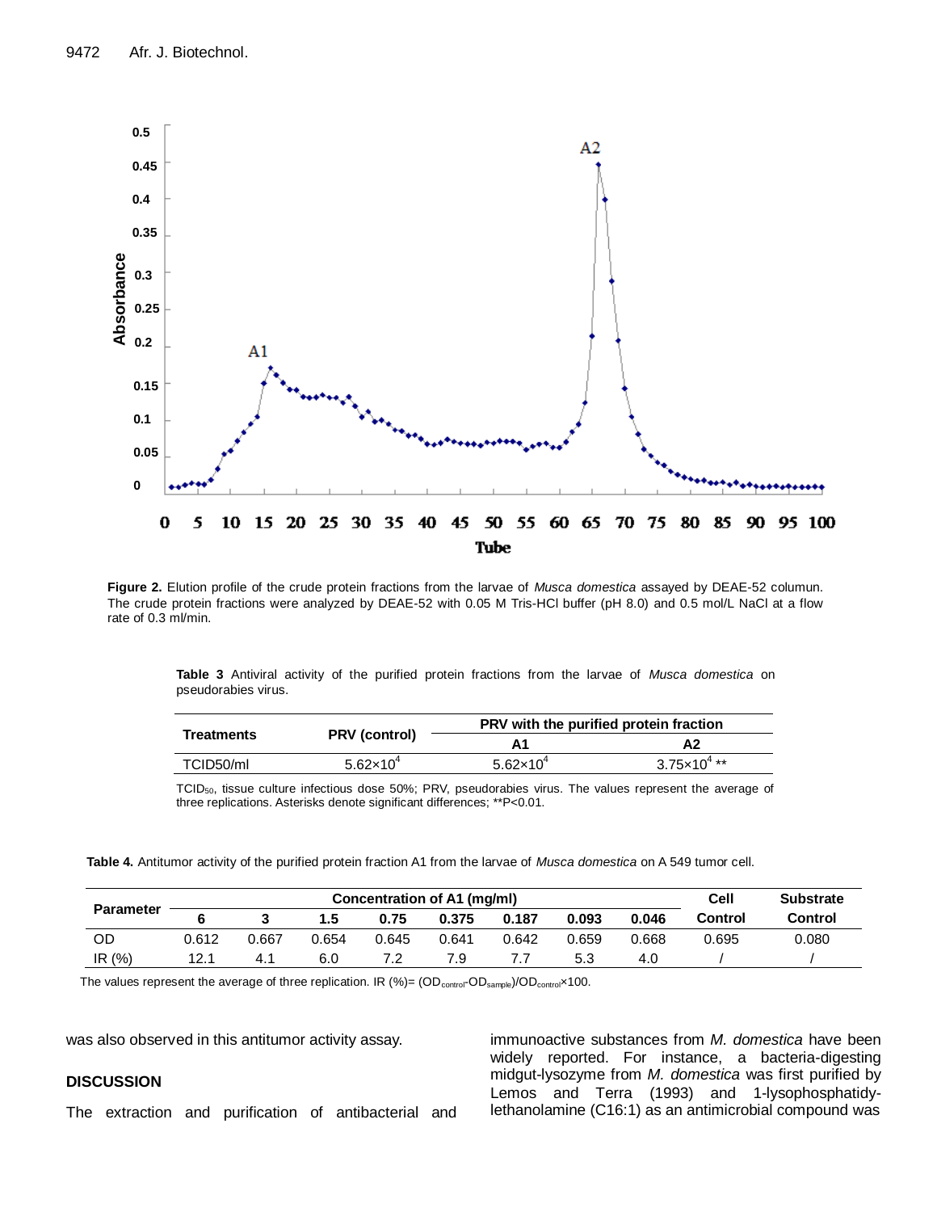**Figure 2.** Elution profile of the crude protein fractions from the larvae of *Musca domestica* assayed by DEAE-52 columun. The crude protein fractions were analyzed by DEAE-52 with 0.05 M Tris-HCl buffer (pH 8.0) and 0.5 mol/L NaCl at a flow rate of 0.3 ml/min.

**Table 3** Antiviral activity of the purified protein fractions from the larvae of *Musca domestica* on pseudorabies virus.

| Treatments | PRV (control) | PRV with the purified protein fraction | |
|---|---|---|---|
| | | A1 | A2 |
| TCID50/ml | $5.62 \times 10^4$ | $5.62 \times 10^4$ | $3.75 \times 10^4$ ** |

$TCID_{50}$, tissue culture infectious dose 50%; PRV, pseudorabies virus. The values represent the average of three replications. Asterisks denote significant differences; **P<0.01.

**Table 4.** Antitumor activity of the purified protein fraction A1 from the larvae of *Musca domestica* on A 549 tumor cell.

| Parameter | Concentration of A1 (mg/ml) | | | | | | | | Cell Control | Substrate Control |
|---|---|---|---|---|---|---|---|---|---|---|
| | 6 | 3 | 1.5 | 0.75 | 0.375 | 0.187 | 0.093 | 0.046 | | |
| OD | 0.612 | 0.667 | 0.654 | 0.645 | 0.641 | 0.642 | 0.659 | 0.668 | 0.695 | 0.080 |
| IR (%) | 12.1 | 4.1 | 6.0 | 7.2 | 7.9 | 7.7 | 5.3 | 4.0 | / | / |

The values represent the average of three replication. IR (%)= $(OD_{control}-OD_{sample})/OD_{control} \times 100$.

was also observed in this antitumor activity assay.

## DISCUSSION

The extraction and purification of antibacterial and immunoactive substances from *M. domestica* have been widely reported. For instance, a bacteria-digesting midgut-lysozyme from *M. domestica* was first purified by Lemos and Terra (1993) and 1-lysophosphatidy-lethanolamine (C16:1) as an antimicrobial compound was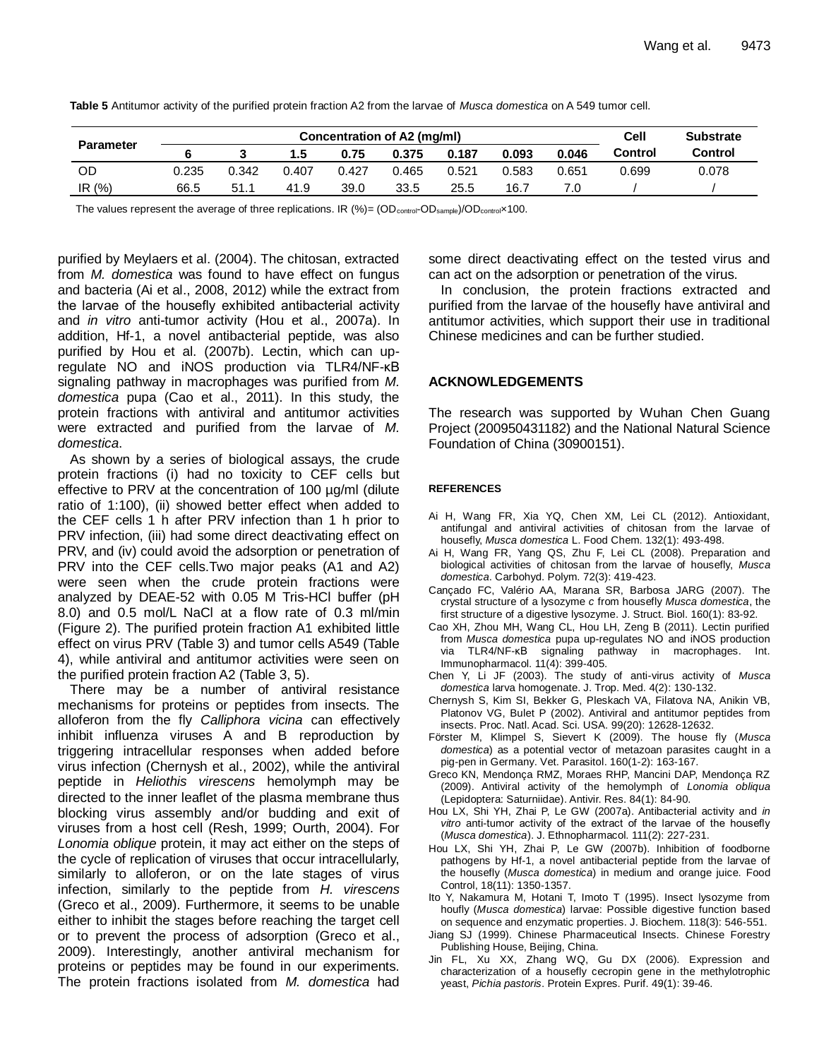**Table 5** Antitumor activity of the purified protein fraction A2 from the larvae of *Musca domestica* on A 549 tumor cell.

| Parameter | Concentration of A2 (mg/ml) | | | | | | | | Cell Control | Substrate Control |
|---|---|---|---|---|---|---|---|---|---|---|
| | 6 | 3 | 1.5 | 0.75 | 0.375 | 0.187 | 0.093 | 0.046 | | |
| OD | 0.235 | 0.342 | 0.407 | 0.427 | 0.465 | 0.521 | 0.583 | 0.651 | 0.699 | 0.078 |
| IR (%) | 66.5 | 51.1 | 41.9 | 39.0 | 33.5 | 25.5 | 16.7 | 7.0 | / | / |

The values represent the average of three replications. IR (%)= $(OD_{control}-OD_{sample})/OD_{control} \times 100$.

purified by Meylaers et al. (2004). The chitosan, extracted from *M. domestica* was found to have effect on fungus and bacteria (Ai et al., 2008, 2012) while the extract from the larvae of the housefly exhibited antibacterial activity and *in vitro* anti-tumor activity (Hou et al., 2007a). In addition, Hf-1, a novel antibacterial peptide, was also purified by Hou et al. (2007b). Lectin, which can up-regulate NO and iNOS production via TLR4/NF-κB signaling pathway in macrophages was purified from *M. domestica* pupa (Cao et al., 2011). In this study, the protein fractions with antiviral and antitumor activities were extracted and purified from the larvae of *M. domestica*.

As shown by a series of biological assays, the crude protein fractions (i) had no toxicity to CEF cells but effective to PRV at the concentration of 100 µg/ml (dilute ratio of 1:100), (ii) showed better effect when added to the CEF cells 1 h after PRV infection than 1 h prior to PRV infection, (iii) had some direct deactivating effect on PRV, and (iv) could avoid the adsorption or penetration of PRV into the CEF cells.Two major peaks (A1 and A2) were seen when the crude protein fractions were analyzed by DEAE-52 with 0.05 M Tris-HCl buffer (pH 8.0) and 0.5 mol/L NaCl at a flow rate of 0.3 ml/min (Figure 2). The purified protein fraction A1 exhibited little effect on virus PRV (Table 3) and tumor cells A549 (Table 4), while antiviral and antitumor activities were seen on the purified protein fraction A2 (Table 3, 5).

There may be a number of antiviral resistance mechanisms for proteins or peptides from insects. The alloferon from the fly *Calliphora vicina* can effectively inhibit influenza viruses A and B reproduction by triggering intracellular responses when added before virus infection (Chernysh et al., 2002), while the antiviral peptide in *Heliothis virescens* hemolymph may be directed to the inner leaflet of the plasma membrane thus blocking virus assembly and/or budding and exit of viruses from a host cell (Resh, 1999; Ourth, 2004). For *Lonomia oblique* protein, it may act either on the steps of the cycle of replication of viruses that occur intracellularly, similarly to alloferon, or on the late stages of virus infection, similarly to the peptide from *H. virescens* (Greco et al., 2009). Furthermore, it seems to be unable either to inhibit the stages before reaching the target cell or to prevent the process of adsorption (Greco et al., 2009). Interestingly, another antiviral mechanism for proteins or peptides may be found in our experiments. The protein fractions isolated from *M. domestica* had some direct deactivating effect on the tested virus and can act on the adsorption or penetration of the virus.

In conclusion, the protein fractions extracted and purified from the larvae of the housefly have antiviral and antitumor activities, which support their use in traditional Chinese medicines and can be further studied.

## ACKNOWLEDGEMENTS

The research was supported by Wuhan Chen Guang Project (200950431182) and the National Natural Science Foundation of China (30900151).

## REFERENCES

Ai H, Wang FR, Xia YQ, Chen XM, Lei CL (2012). Antioxidant, antifungal and antiviral activities of chitosan from the larvae of housefly, *Musca domestica* L. Food Chem. 132(1): 493-498.

Ai H, Wang FR, Yang QS, Zhu F, Lei CL (2008). Preparation and biological activities of chitosan from the larvae of housefly, *Musca domestica*. Carbohyd. Polym. 72(3): 419-423.

Cançado FC, Valério AA, Marana SR, Barbosa JARG (2007). The crystal structure of a lysozyme *c* from housefly *Musca domestica*, the first structure of a digestive lysozyme. J. Struct. Biol. 160(1): 83-92.

Cao XH, Zhou MH, Wang CL, Hou LH, Zeng B (2011). Lectin purified from *Musca domestica* pupa up-regulates NO and iNOS production via TLR4/NF-κB signaling pathway in macrophages. Int. Immunopharmacol. 11(4): 399-405.

Chen Y, Li JF (2003). The study of anti-virus activity of *Musca domestica* larva homogenate. J. Trop. Med. 4(2): 130-132.

Chernysh S, Kim SI, Bekker G, Pleskach VA, Filatova NA, Anikin VB, Platonov VG, Bulet P (2002). Antiviral and antitumor peptides from insects. Proc. Natl. Acad. Sci. USA. 99(20): 12628-12632.

Förster M, Klimpel S, Sievert K (2009). The house fly (*Musca domestica*) as a potential vector of metazoan parasites caught in a pig-pen in Germany. Vet. Parasitol. 160(1-2): 163-167.

Greco KN, Mendonça RMZ, Moraes RHP, Mancini DAP, Mendonça RZ (2009). Antiviral activity of the hemolymph of *Lonomia obliqua* (Lepidoptera: Saturniidae). Antivir. Res. 84(1): 84-90.

Hou LX, Shi YH, Zhai P, Le GW (2007a). Antibacterial activity and *in vitro* anti-tumor activity of the extract of the larvae of the housefly (*Musca domestica*). J. Ethnopharmacol. 111(2): 227-231.

Hou LX, Shi YH, Zhai P, Le GW (2007b). Inhibition of foodborne pathogens by Hf-1, a novel antibacterial peptide from the larvae of the housefly (*Musca domestica*) in medium and orange juice. Food Control, 18(11): 1350-1357.

Ito Y, Nakamura M, Hotani T, Imoto T (1995). Insect lysozyme from houfly (*Musca domestica*) larvae: Possible digestive function based on sequence and enzymatic properties. J. Biochem. 118(3): 546-551.

Jiang SJ (1999). Chinese Pharmaceutical Insects. Chinese Forestry Publishing House, Beijing, China.

Jin FL, Xu XX, Zhang WQ, Gu DX (2006). Expression and characterization of a housefly cecropin gene in the methylotrophic yeast, *Pichia pastoris*. Protein Expres. Purif. 49(1): 39-46.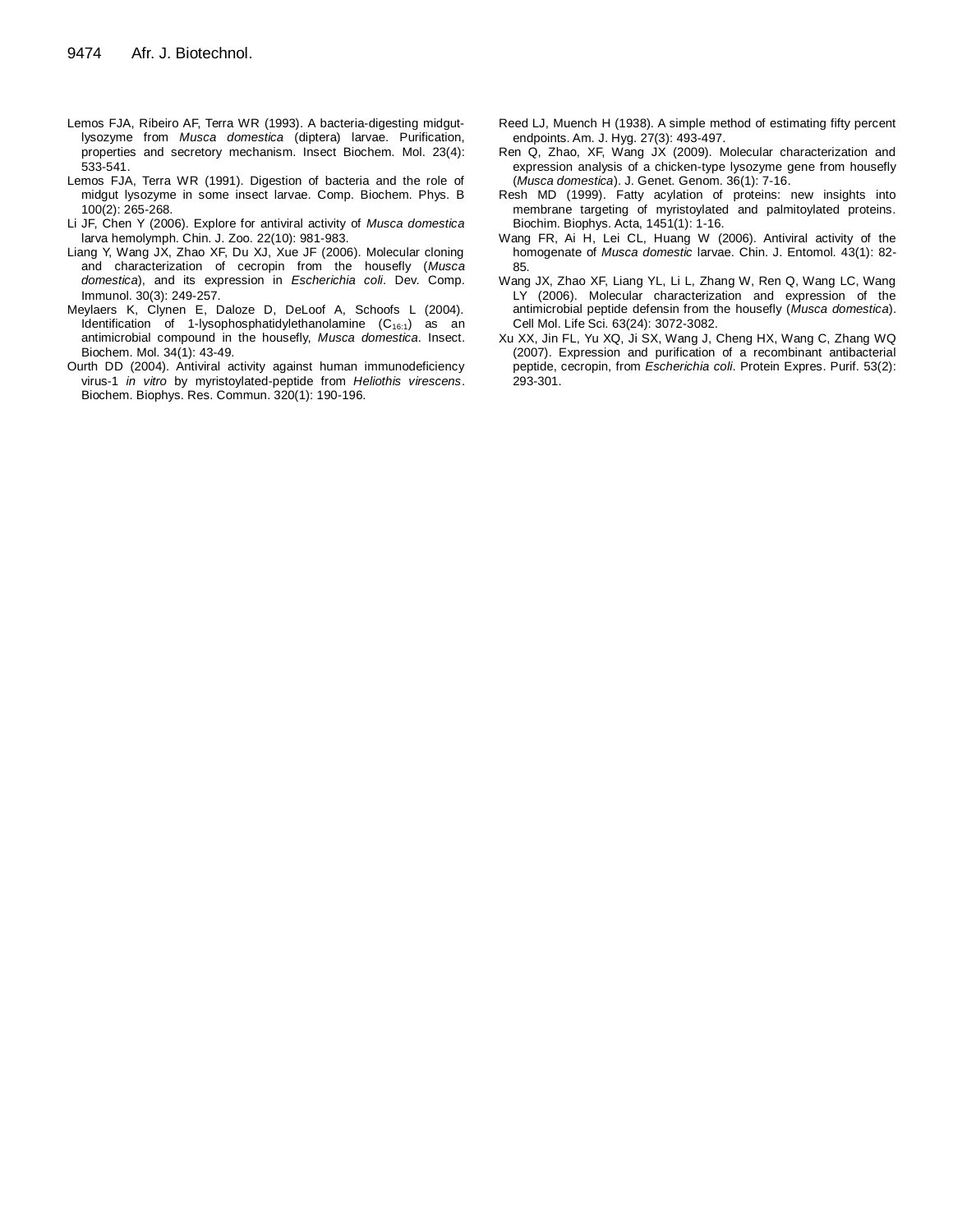Lemos FJA, Ribeiro AF, Terra WR (1993). A bacteria-digesting midgut-lysozyme from *Musca domestica* (diptera) larvae. Purification, properties and secretory mechanism. Insect Biochem. Mol. 23(4): 533-541.

Lemos FJA, Terra WR (1991). Digestion of bacteria and the role of midgut lysozyme in some insect larvae. Comp. Biochem. Phys. B 100(2): 265-268.

Li JF, Chen Y (2006). Explore for antiviral activity of *Musca domestica* larva hemolymph. Chin. J. Zoo. 22(10): 981-983.

Liang Y, Wang JX, Zhao XF, Du XJ, Xue JF (2006). Molecular cloning and characterization of cecropin from the housefly (*Musca domestica*), and its expression in *Escherichia coli*. Dev. Comp. Immunol. 30(3): 249-257.

Meylaers K, Clynen E, Daloze D, DeLoof A, Schoofs L (2004). Identification of 1-lysophosphatidylethanolamine ($C_{16:1}$) as an antimicrobial compound in the housefly, *Musca domestica*. Insect. Biochem. Mol. 34(1): 43-49.

Ourth DD (2004). Antiviral activity against human immunodeficiency virus-1 *in vitro* by myristoylated-peptide from *Heliothis virescens*. Biochem. Biophys. Res. Commun. 320(1): 190-196.

Reed LJ, Muench H (1938). A simple method of estimating fifty percent endpoints. Am. J. Hyg. 27(3): 493-497.

Ren Q, Zhao, XF, Wang JX (2009). Molecular characterization and expression analysis of a chicken-type lysozyme gene from housefly (*Musca domestica*). J. Genet. Genom. 36(1): 7-16.

Resh MD (1999). Fatty acylation of proteins: new insights into membrane targeting of myristoylated and palmitoylated proteins. Biochim. Biophys. Acta, 1451(1): 1-16.

Wang FR, Ai H, Lei CL, Huang W (2006). Antiviral activity of the homogenate of *Musca domestic* larvae. Chin. J. Entomol. 43(1): 82-85.

Wang JX, Zhao XF, Liang YL, Li L, Zhang W, Ren Q, Wang LC, Wang LY (2006). Molecular characterization and expression of the antimicrobial peptide defensin from the housefly (*Musca domestica*). Cell Mol. Life Sci. 63(24): 3072-3082.

Xu XX, Jin FL, Yu XQ, Ji SX, Wang J, Cheng HX, Wang C, Zhang WQ (2007). Expression and purification of a recombinant antibacterial peptide, cecropin, from *Escherichia coli*. Protein Expres. Purif. 53(2): 293-301.